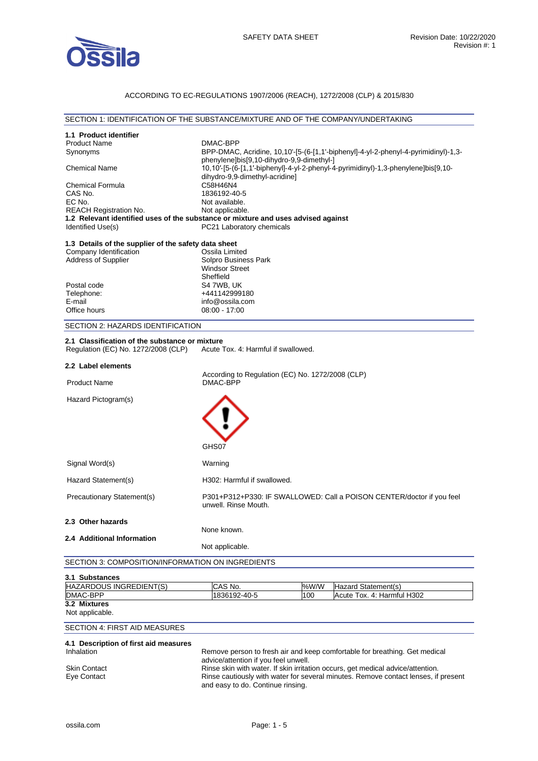SAFETY DATA SHEET

Revision Date: 10/22/2020
Revision #: 1

ACCORDING TO EC-REGULATIONS 1907/2006 (REACH), 1272/2008 (CLP) & 2015/830

## SECTION 1: IDENTIFICATION OF THE SUBSTANCE/MIXTURE AND OF THE COMPANY/UNDERTAKING

### 1.1 Product identifier

| | |
|---|---|
| Product Name | DMAC-BPP |
| Synonyms | BPP-DMAC, Acridine, 10,10'-[5-(6-[1,1'-biphenyl]-4-yl-2-phenyl-4-pyrimidinyl)-1,3-phenylene]bis[9,10-dihydro-9,9-dimethyl-] |
| Chemical Name | 10,10'-[5-(6-[1,1'-biphenyl]-4-yl-2-phenyl-4-pyrimidinyl)-1,3-phenylene]bis[9,10-dihydro-9,9-dimethyl-acridine] |
| Chemical Formula | $C_{58}H_{46}N_4$ |
| CAS No. | 1836192-40-5 |
| EC No. | Not available. |
| REACH Registration No. | Not applicable. |

### 1.2 Relevant identified uses of the substance or mixture and uses advised against

| | |
|---|---|
| Identified Use(s) | PC21 Laboratory chemicals |

### 1.3 Details of the supplier of the safety data sheet

| | |
|---|---|
| Company Identification | Ossila Limited |
| Address of Supplier | Solpro Business Park<br>Windsor Street<br>Sheffield |
| Postal code | S4 7WB, UK |
| Telephone: | +441142999180 |
| E-mail | info@ossila.com |
| Office hours | 08:00 - 17:00 |

## SECTION 2: HAZARDS IDENTIFICATION

### 2.1 Classification of the substance or mixture

Regulation (EC) No. 1272/2008 (CLP) Acute Tox. 4: Harmful if swallowed.

### 2.2 Label elements

According to Regulation (EC) No. 1272/2008 (CLP)

| | |
|---|---|
| Product Name | DMAC-BPP |
| Hazard Pictogram(s) | GHS07 |
| Signal Word(s) | Warning |
| Hazard Statement(s) | H302: Harmful if swallowed. |
| Precautionary Statement(s) | P301+P312+P330: IF SWALLOWED: Call a POISON CENTER/doctor if you feel unwell. Rinse Mouth. |

### 2.3 Other hazards

None known.

### 2.4 Additional Information

Not applicable.

## SECTION 3: COMPOSITION/INFORMATION ON INGREDIENTS

### 3.1 Substances

| HAZARDOUS INGREDIENT(S) | CAS No. | %W/W | Hazard Statement(s) |
|---|---|---|---|
| DMAC-BPP | 1836192-40-5 | 100 | Acute Tox. 4: Harmful H302 |

### 3.2 Mixtures

Not applicable.

## SECTION 4: FIRST AID MEASURES

### 4.1 Description of first aid measures

| | |
|---|---|
| Inhalation | Remove person to fresh air and keep comfortable for breathing. Get medical advice/attention if you feel unwell. |
| Skin Contact | Rinse skin with water. If skin irritation occurs, get medical advice/attention. |
| Eye Contact | Rinse cautiously with water for several minutes. Remove contact lenses, if present and easy to do. Continue rinsing. |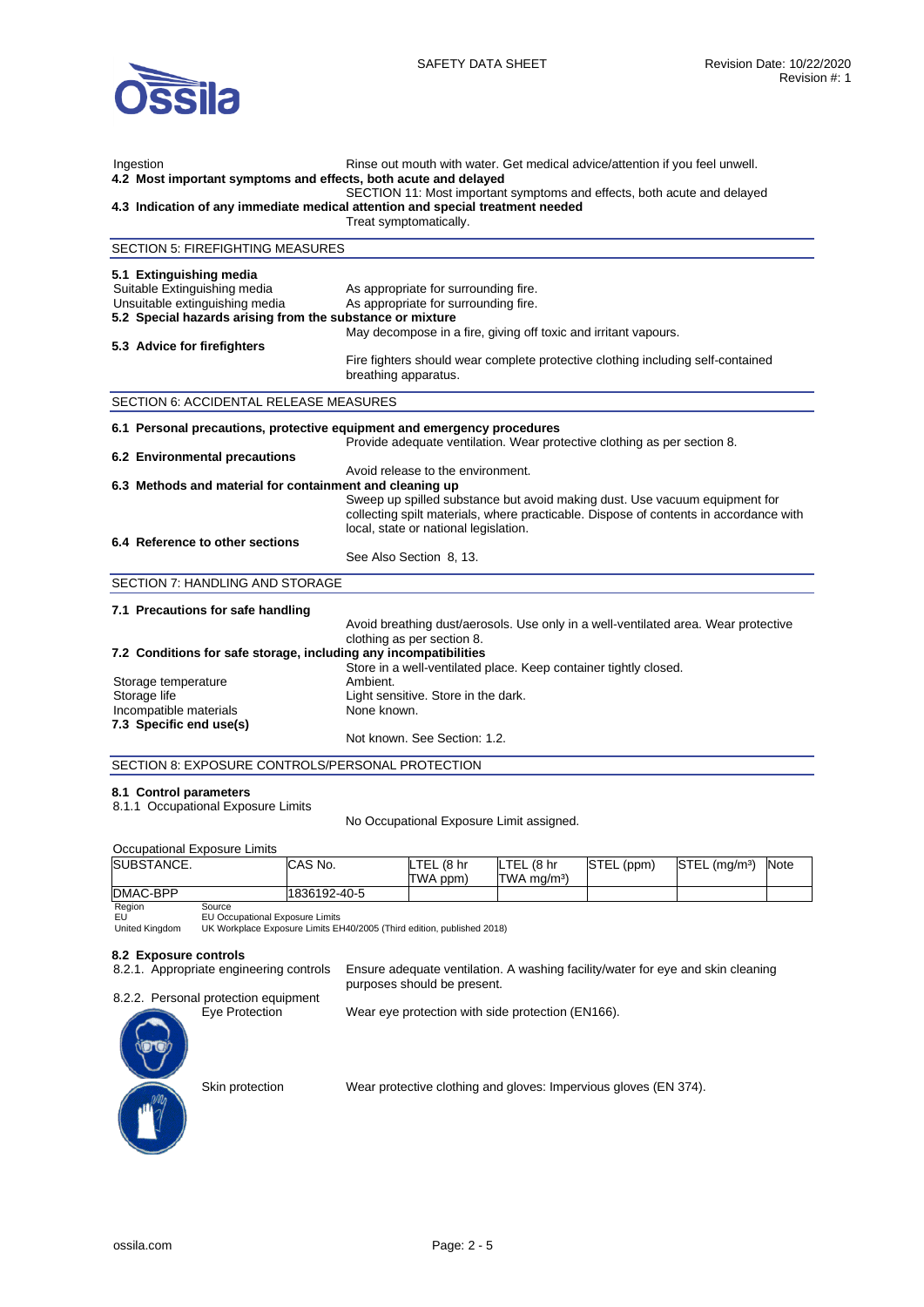Ingestion — Rinse out mouth with water. Get medical advice/attention if you feel unwell.

**4.2 Most important symptoms and effects, both acute and delayed**

SECTION 11: Most important symptoms and effects, both acute and delayed

**4.3 Indication of any immediate medical attention and special treatment needed**

Treat symptomatically.

## SECTION 5: FIREFIGHTING MEASURES

**5.1 Extinguishing media**

Suitable Extinguishing media — As appropriate for surrounding fire.

Unsuitable extinguishing media — As appropriate for surrounding fire.

**5.2 Special hazards arising from the substance or mixture**

May decompose in a fire, giving off toxic and irritant vapours.

**5.3 Advice for firefighters**

Fire fighters should wear complete protective clothing including self-contained breathing apparatus.

## SECTION 6: ACCIDENTAL RELEASE MEASURES

**6.1 Personal precautions, protective equipment and emergency procedures**

Provide adequate ventilation. Wear protective clothing as per section 8.

**6.2 Environmental precautions**

Avoid release to the environment.

**6.3 Methods and material for containment and cleaning up**

Sweep up spilled substance but avoid making dust. Use vacuum equipment for collecting spilt materials, where practicable. Dispose of contents in accordance with local, state or national legislation.

**6.4 Reference to other sections**

See Also Section 8, 13.

## SECTION 7: HANDLING AND STORAGE

**7.1 Precautions for safe handling**

Avoid breathing dust/aerosols. Use only in a well-ventilated area. Wear protective clothing as per section 8.

**7.2 Conditions for safe storage, including any incompatibilities**

Store in a well-ventilated place. Keep container tightly closed.

Storage temperature — Ambient.

Storage life — Light sensitive. Store in the dark.

Incompatible materials — None known.

**7.3 Specific end use(s)**

Not known. See Section: 1.2.

## SECTION 8: EXPOSURE CONTROLS/PERSONAL PROTECTION

**8.1 Control parameters**

8.1.1 Occupational Exposure Limits

No Occupational Exposure Limit assigned.

Occupational Exposure Limits

| SUBSTANCE. | CAS No. | LTEL (8 hr TWA ppm) | LTEL (8 hr TWA mg/m³) | STEL (ppm) | STEL (mg/m³) | Note |
|---|---|---|---|---|---|---|
| DMAC-BPP | 1836192-40-5 | | | | | |

| Region | Source |
|---|---|
| EU | EU Occupational Exposure Limits |
| United Kingdom | UK Workplace Exposure Limits EH40/2005 (Third edition, published 2018) |

**8.2 Exposure controls**

8.2.1. Appropriate engineering controls — Ensure adequate ventilation. A washing facility/water for eye and skin cleaning purposes should be present.

8.2.2. Personal protection equipment

Eye Protection — Wear eye protection with side protection (EN166).

Skin protection — Wear protective clothing and gloves: Impervious gloves (EN 374).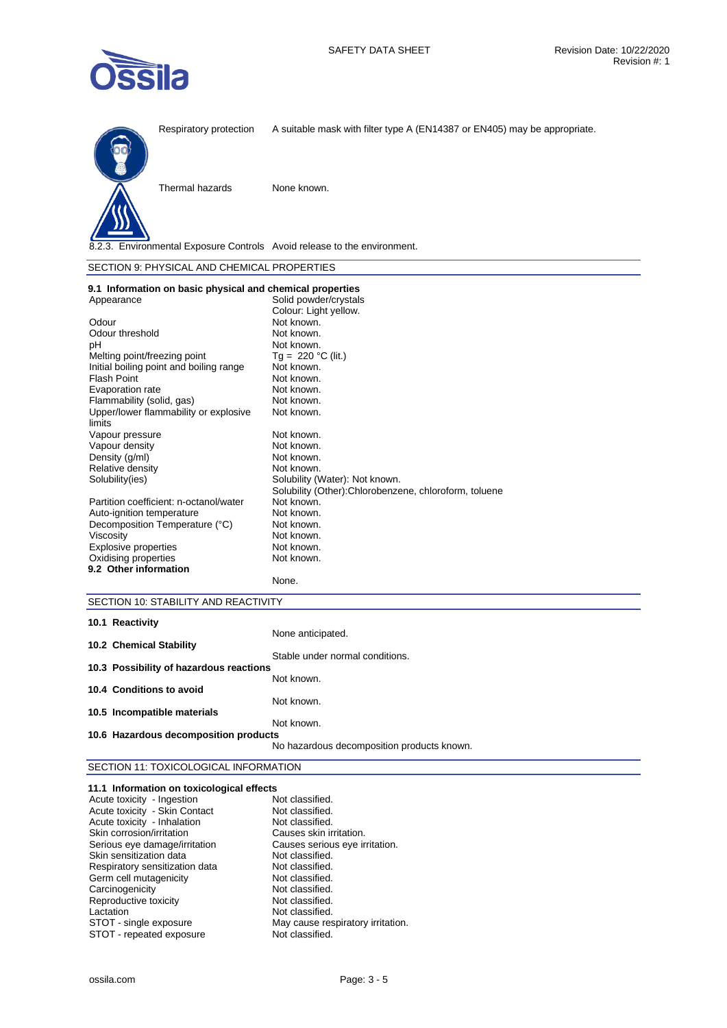Respiratory protection: A suitable mask with filter type A (EN14387 or EN405) may be appropriate.

Thermal hazards: None known.

8.2.3. Environmental Exposure Controls: Avoid release to the environment.

## SECTION 9: PHYSICAL AND CHEMICAL PROPERTIES

### 9.1 Information on basic physical and chemical properties

| | |
|---|---|
| Appearance | Solid powder/crystals<br>Colour: Light yellow. |
| Odour | Not known. |
| Odour threshold | Not known. |
| pH | Not known. |
| Melting point/freezing point | Tg = 220 °C (lit.) |
| Initial boiling point and boiling range | Not known. |
| Flash Point | Not known. |
| Evaporation rate | Not known. |
| Flammability (solid, gas) | Not known. |
| Upper/lower flammability or explosive limits | Not known. |
| Vapour pressure | Not known. |
| Vapour density | Not known. |
| Density (g/ml) | Not known. |
| Relative density | Not known. |
| Solubility(ies) | Solubility (Water): Not known.<br>Solubility (Other):Chlorobenzene, chloroform, toluene |
| Partition coefficient: n-octanol/water | Not known. |
| Auto-ignition temperature | Not known. |
| Decomposition Temperature (°C) | Not known. |
| Viscosity | Not known. |
| Explosive properties | Not known. |
| Oxidising properties | Not known. |

### 9.2 Other information

None.

## SECTION 10: STABILITY AND REACTIVITY

**10.1 Reactivity**

None anticipated.

**10.2 Chemical Stability**

Stable under normal conditions.

**10.3 Possibility of hazardous reactions**

Not known.

**10.4 Conditions to avoid**

Not known.

**10.5 Incompatible materials**

Not known.

**10.6 Hazardous decomposition products**

No hazardous decomposition products known.

## SECTION 11: TOXICOLOGICAL INFORMATION

### 11.1 Information on toxicological effects

| | |
|---|---|
| Acute toxicity - Ingestion | Not classified. |
| Acute toxicity - Skin Contact | Not classified. |
| Acute toxicity - Inhalation | Not classified. |
| Skin corrosion/irritation | Causes skin irritation. |
| Serious eye damage/irritation | Causes serious eye irritation. |
| Skin sensitization data | Not classified. |
| Respiratory sensitization data | Not classified. |
| Germ cell mutagenicity | Not classified. |
| Carcinogenicity | Not classified. |
| Reproductive toxicity | Not classified. |
| Lactation | Not classified. |
| STOT - single exposure | May cause respiratory irritation. |
| STOT - repeated exposure | Not classified. |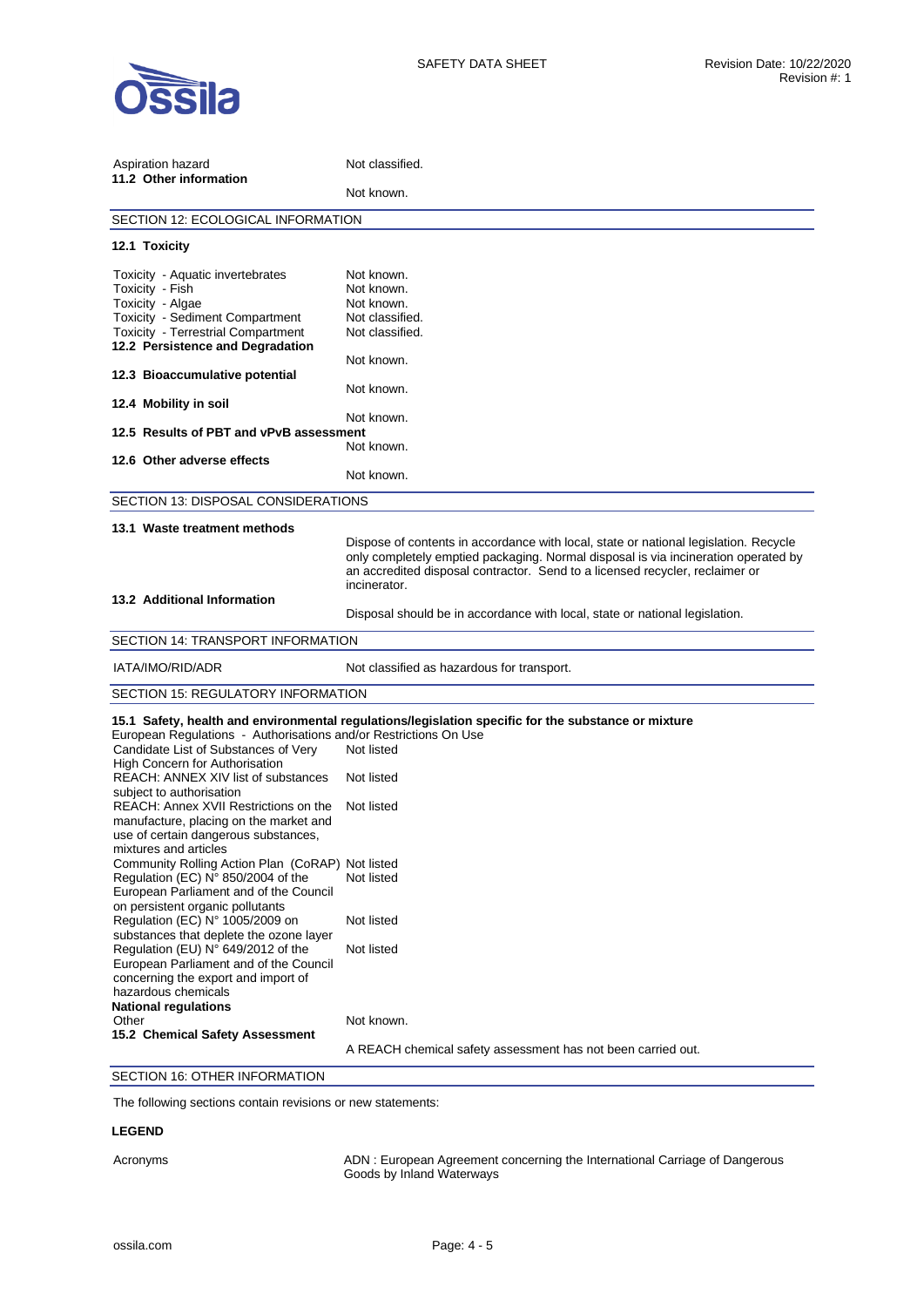| | |
|---|---|
| Aspiration hazard | Not classified. |

**11.2 Other information**

Not known.

## SECTION 12: ECOLOGICAL INFORMATION

**12.1 Toxicity**

| | |
|---|---|
| Toxicity - Aquatic invertebrates | Not known. |
| Toxicity - Fish | Not known. |
| Toxicity - Algae | Not known. |
| Toxicity - Sediment Compartment | Not classified. |
| Toxicity - Terrestrial Compartment | Not classified. |

**12.2 Persistence and Degradation**

Not known.

**12.3 Bioaccumulative potential**

Not known.

**12.4 Mobility in soil**

Not known.

**12.5 Results of PBT and vPvB assessment**

Not known.

**12.6 Other adverse effects**

Not known.

## SECTION 13: DISPOSAL CONSIDERATIONS

**13.1 Waste treatment methods**

Dispose of contents in accordance with local, state or national legislation. Recycle only completely emptied packaging. Normal disposal is via incineration operated by an accredited disposal contractor. Send to a licensed recycler, reclaimer or incinerator.

**13.2 Additional Information**

Disposal should be in accordance with local, state or national legislation.

## SECTION 14: TRANSPORT INFORMATION

| | |
|---|---|
| IATA/IMO/RID/ADR | Not classified as hazardous for transport. |

## SECTION 15: REGULATORY INFORMATION

**15.1 Safety, health and environmental regulations/legislation specific for the substance or mixture**

European Regulations - Authorisations and/or Restrictions On Use

| | |
|---|---|
| Candidate List of Substances of Very High Concern for Authorisation | Not listed |
| REACH: ANNEX XIV list of substances subject to authorisation | Not listed |
| REACH: Annex XVII Restrictions on the manufacture, placing on the market and use of certain dangerous substances, mixtures and articles | Not listed |
| Community Rolling Action Plan (CoRAP) | Not listed |
| Regulation (EC) N° 850/2004 of the European Parliament and of the Council on persistent organic pollutants | Not listed |
| Regulation (EC) N° 1005/2009 on substances that deplete the ozone layer | Not listed |
| Regulation (EU) N° 649/2012 of the European Parliament and of the Council concerning the export and import of hazardous chemicals | Not listed |

**National regulations**

| | |
|---|---|
| Other | Not known. |

**15.2 Chemical Safety Assessment**

A REACH chemical safety assessment has not been carried out.

## SECTION 16: OTHER INFORMATION

The following sections contain revisions or new statements:

**LEGEND**

| | |
|---|---|
| Acronyms | ADN : European Agreement concerning the International Carriage of Dangerous Goods by Inland Waterways |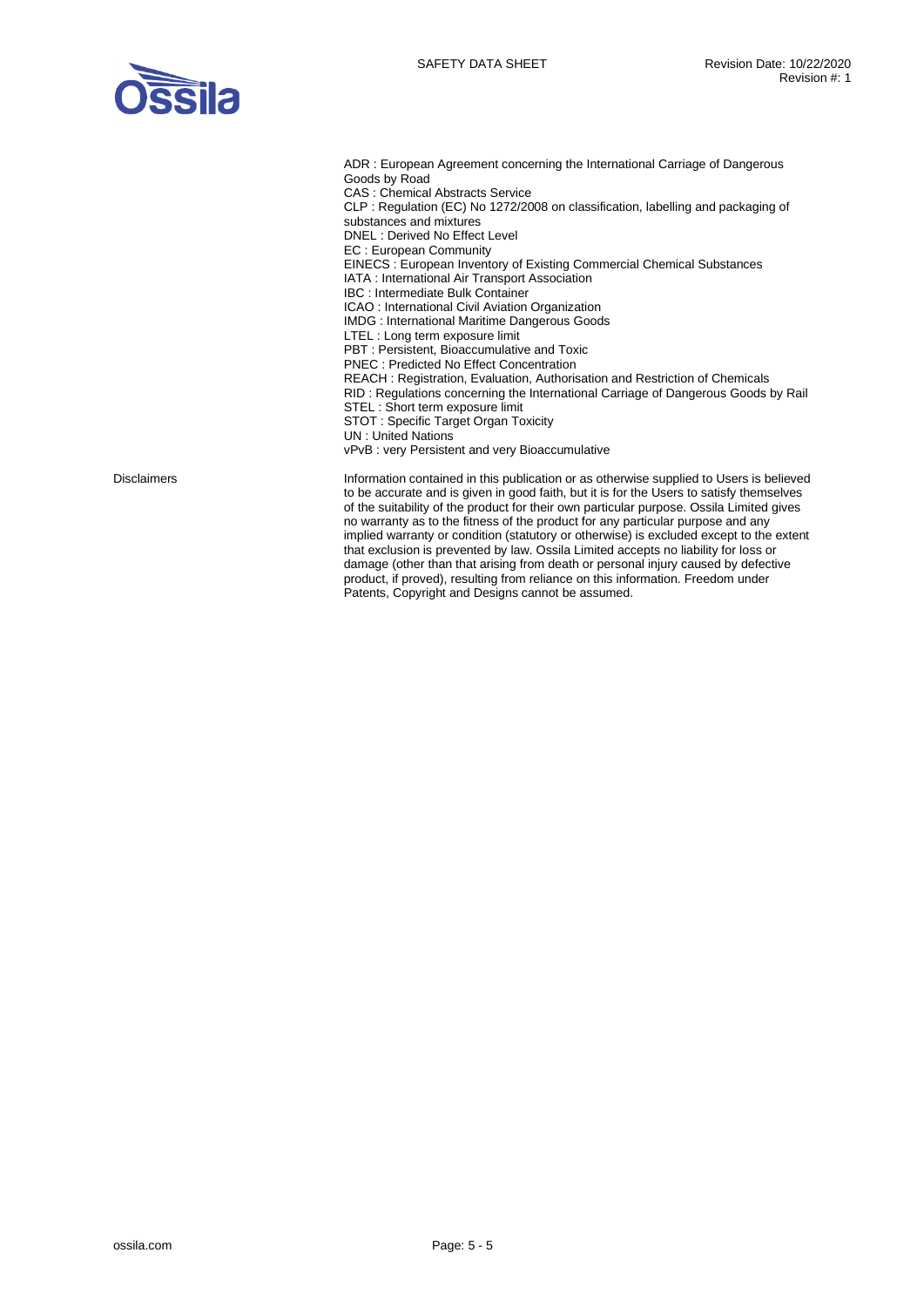ADR : European Agreement concerning the International Carriage of Dangerous Goods by Road
CAS : Chemical Abstracts Service
CLP : Regulation (EC) No 1272/2008 on classification, labelling and packaging of substances and mixtures
DNEL : Derived No Effect Level
EC : European Community
EINECS : European Inventory of Existing Commercial Chemical Substances
IATA : International Air Transport Association
IBC : Intermediate Bulk Container
ICAO : International Civil Aviation Organization
IMDG : International Maritime Dangerous Goods
LTEL : Long term exposure limit
PBT : Persistent, Bioaccumulative and Toxic
PNEC : Predicted No Effect Concentration
REACH : Registration, Evaluation, Authorisation and Restriction of Chemicals
RID : Regulations concerning the International Carriage of Dangerous Goods by Rail
STEL : Short term exposure limit
STOT : Specific Target Organ Toxicity
UN : United Nations
vPvB : very Persistent and very Bioaccumulative

**Disclaimers**

Information contained in this publication or as otherwise supplied to Users is believed to be accurate and is given in good faith, but it is for the Users to satisfy themselves of the suitability of the product for their own particular purpose. Ossila Limited gives no warranty as to the fitness of the product for any particular purpose and any implied warranty or condition (statutory or otherwise) is excluded except to the extent that exclusion is prevented by law. Ossila Limited accepts no liability for loss or damage (other than that arising from death or personal injury caused by defective product, if proved), resulting from reliance on this information. Freedom under Patents, Copyright and Designs cannot be assumed.